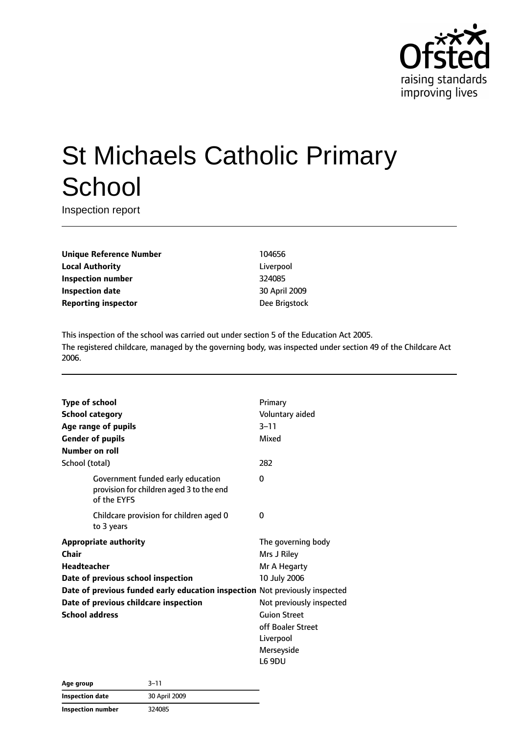# St Michaels Catholic Primary School

Inspection report

| | |
|---|---|
| **Unique Reference Number** | 104656 |
| **Local Authority** | Liverpool |
| **Inspection number** | 324085 |
| **Inspection date** | 30 April 2009 |
| **Reporting inspector** | Dee Brigstock |

This inspection of the school was carried out under section 5 of the Education Act 2005.
The registered childcare, managed by the governing body, was inspected under section 49 of the Childcare Act 2006.

| | |
|---|---|
| **Type of school** | Primary |
| **School category** | Voluntary aided |
| **Age range of pupils** | 3–11 |
| **Gender of pupils** | Mixed |
| **Number on roll** | |
| School (total) | 282 |
| Government funded early education provision for children aged 3 to the end of the EYFS | 0 |
| Childcare provision for children aged 0 to 3 years | 0 |
| **Appropriate authority** | The governing body |
| **Chair** | Mrs J Riley |
| **Headteacher** | Mr A Hegarty |
| **Date of previous school inspection** | 10 July 2006 |
| **Date of previous funded early education inspection** | Not previously inspected |
| **Date of previous childcare inspection** | Not previously inspected |
| **School address** | Guion Street<br>off Boaler Street<br>Liverpool<br>Merseyside<br>L6 9DU |

| | |
|---|---|
| **Age group** | 3–11 |
| **Inspection date** | 30 April 2009 |
| **Inspection number** | 324085 |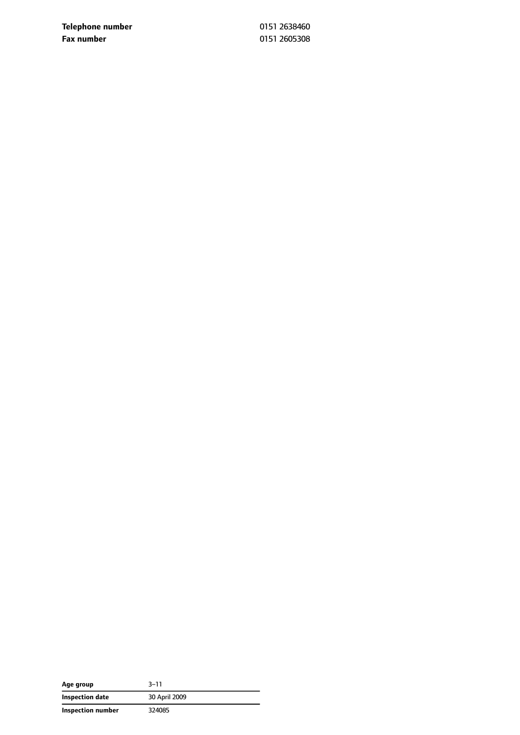| | |
|---|---|
| **Telephone number** | 0151 2638460 |
| **Fax number** | 0151 2605308 |

| | |
|---|---|
| **Age group** | 3–11 |
| **Inspection date** | 30 April 2009 |
| **Inspection number** | 324085 |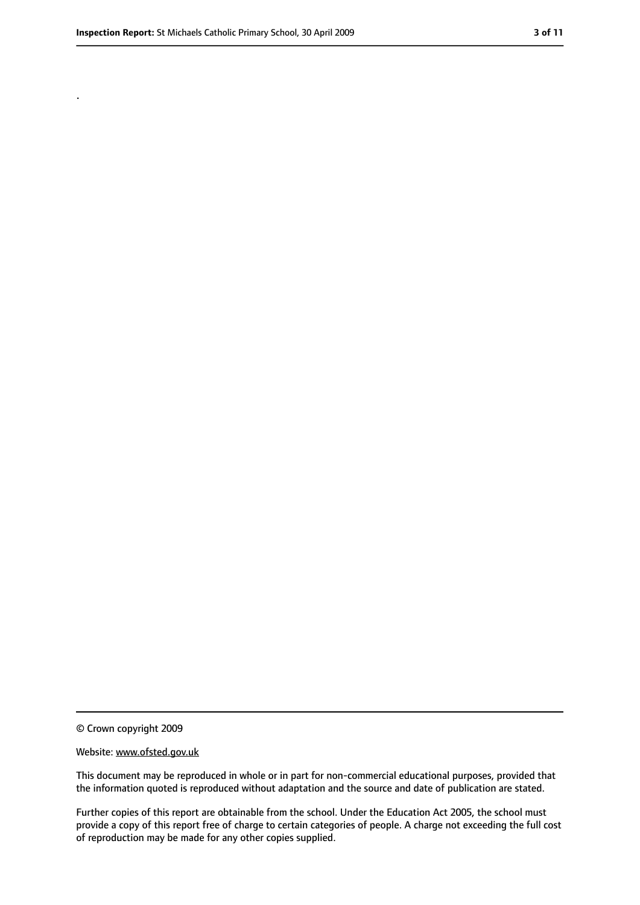.

© Crown copyright 2009

Website: www.ofsted.gov.uk

This document may be reproduced in whole or in part for non-commercial educational purposes, provided that the information quoted is reproduced without adaptation and the source and date of publication are stated.

Further copies of this report are obtainable from the school. Under the Education Act 2005, the school must provide a copy of this report free of charge to certain categories of people. A charge not exceeding the full cost of reproduction may be made for any other copies supplied.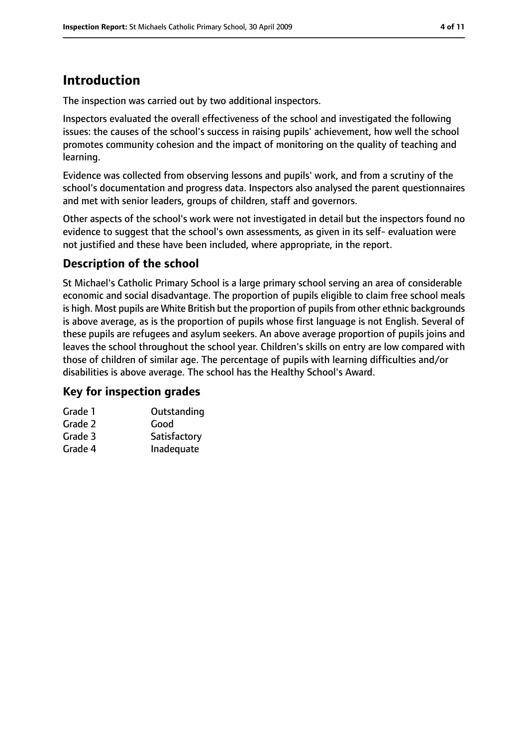## Introduction

The inspection was carried out by two additional inspectors.

Inspectors evaluated the overall effectiveness of the school and investigated the following issues: the causes of the school's success in raising pupils' achievement, how well the school promotes community cohesion and the impact of monitoring on the quality of teaching and learning.

Evidence was collected from observing lessons and pupils' work, and from a scrutiny of the school's documentation and progress data. Inspectors also analysed the parent questionnaires and met with senior leaders, groups of children, staff and governors.

Other aspects of the school's work were not investigated in detail but the inspectors found no evidence to suggest that the school's own assessments, as given in its self- evaluation were not justified and these have been included, where appropriate, in the report.

### Description of the school

St Michael's Catholic Primary School is a large primary school serving an area of considerable economic and social disadvantage. The proportion of pupils eligible to claim free school meals is high. Most pupils are White British but the proportion of pupils from other ethnic backgrounds is above average, as is the proportion of pupils whose first language is not English. Several of these pupils are refugees and asylum seekers. An above average proportion of pupils joins and leaves the school throughout the school year. Children's skills on entry are low compared with those of children of similar age. The percentage of pupils with learning difficulties and/or disabilities is above average. The school has the Healthy School's Award.

### Key for inspection grades

| | |
|---|---|
| Grade 1 | Outstanding |
| Grade 2 | Good |
| Grade 3 | Satisfactory |
| Grade 4 | Inadequate |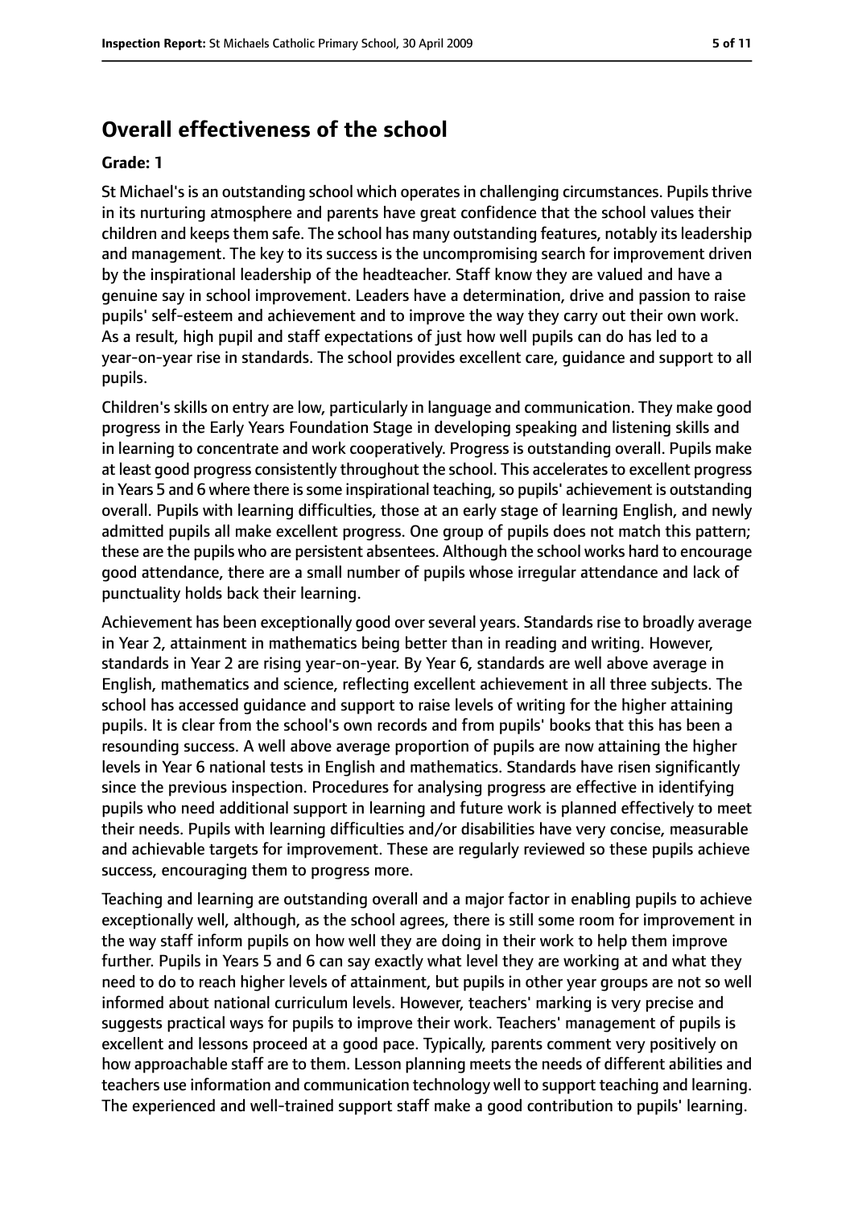## Overall effectiveness of the school

**Grade: 1**

St Michael's is an outstanding school which operates in challenging circumstances. Pupils thrive in its nurturing atmosphere and parents have great confidence that the school values their children and keeps them safe. The school has many outstanding features, notably its leadership and management. The key to its success is the uncompromising search for improvement driven by the inspirational leadership of the headteacher. Staff know they are valued and have a genuine say in school improvement. Leaders have a determination, drive and passion to raise pupils' self-esteem and achievement and to improve the way they carry out their own work. As a result, high pupil and staff expectations of just how well pupils can do has led to a year-on-year rise in standards. The school provides excellent care, guidance and support to all pupils.

Children's skills on entry are low, particularly in language and communication. They make good progress in the Early Years Foundation Stage in developing speaking and listening skills and in learning to concentrate and work cooperatively. Progress is outstanding overall. Pupils make at least good progress consistently throughout the school. This accelerates to excellent progress in Years 5 and 6 where there is some inspirational teaching, so pupils' achievement is outstanding overall. Pupils with learning difficulties, those at an early stage of learning English, and newly admitted pupils all make excellent progress. One group of pupils does not match this pattern; these are the pupils who are persistent absentees. Although the school works hard to encourage good attendance, there are a small number of pupils whose irregular attendance and lack of punctuality holds back their learning.

Achievement has been exceptionally good over several years. Standards rise to broadly average in Year 2, attainment in mathematics being better than in reading and writing. However, standards in Year 2 are rising year-on-year. By Year 6, standards are well above average in English, mathematics and science, reflecting excellent achievement in all three subjects. The school has accessed guidance and support to raise levels of writing for the higher attaining pupils. It is clear from the school's own records and from pupils' books that this has been a resounding success. A well above average proportion of pupils are now attaining the higher levels in Year 6 national tests in English and mathematics. Standards have risen significantly since the previous inspection. Procedures for analysing progress are effective in identifying pupils who need additional support in learning and future work is planned effectively to meet their needs. Pupils with learning difficulties and/or disabilities have very concise, measurable and achievable targets for improvement. These are regularly reviewed so these pupils achieve success, encouraging them to progress more.

Teaching and learning are outstanding overall and a major factor in enabling pupils to achieve exceptionally well, although, as the school agrees, there is still some room for improvement in the way staff inform pupils on how well they are doing in their work to help them improve further. Pupils in Years 5 and 6 can say exactly what level they are working at and what they need to do to reach higher levels of attainment, but pupils in other year groups are not so well informed about national curriculum levels. However, teachers' marking is very precise and suggests practical ways for pupils to improve their work. Teachers' management of pupils is excellent and lessons proceed at a good pace. Typically, parents comment very positively on how approachable staff are to them. Lesson planning meets the needs of different abilities and teachers use information and communication technology well to support teaching and learning. The experienced and well-trained support staff make a good contribution to pupils' learning.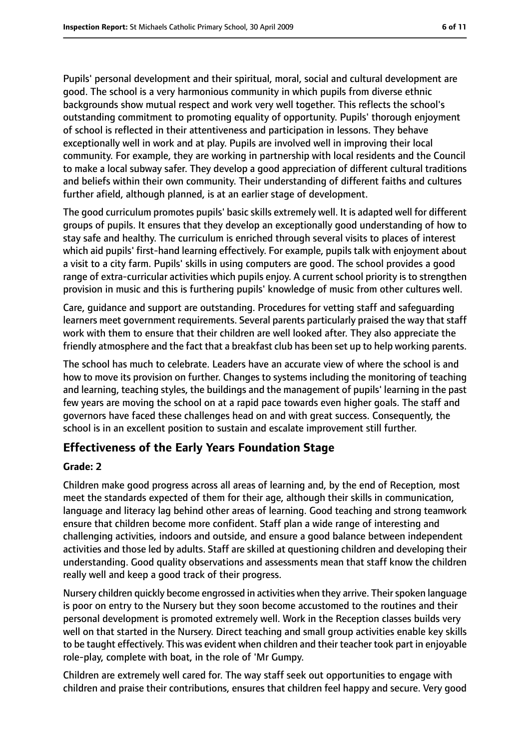Pupils' personal development and their spiritual, moral, social and cultural development are good. The school is a very harmonious community in which pupils from diverse ethnic backgrounds show mutual respect and work very well together. This reflects the school's outstanding commitment to promoting equality of opportunity. Pupils' thorough enjoyment of school is reflected in their attentiveness and participation in lessons. They behave exceptionally well in work and at play. Pupils are involved well in improving their local community. For example, they are working in partnership with local residents and the Council to make a local subway safer. They develop a good appreciation of different cultural traditions and beliefs within their own community. Their understanding of different faiths and cultures further afield, although planned, is at an earlier stage of development.

The good curriculum promotes pupils' basic skills extremely well. It is adapted well for different groups of pupils. It ensures that they develop an exceptionally good understanding of how to stay safe and healthy. The curriculum is enriched through several visits to places of interest which aid pupils' first-hand learning effectively. For example, pupils talk with enjoyment about a visit to a city farm. Pupils' skills in using computers are good. The school provides a good range of extra-curricular activities which pupils enjoy. A current school priority is to strengthen provision in music and this is furthering pupils' knowledge of music from other cultures well.

Care, guidance and support are outstanding. Procedures for vetting staff and safeguarding learners meet government requirements. Several parents particularly praised the way that staff work with them to ensure that their children are well looked after. They also appreciate the friendly atmosphere and the fact that a breakfast club has been set up to help working parents.

The school has much to celebrate. Leaders have an accurate view of where the school is and how to move its provision on further. Changes to systems including the monitoring of teaching and learning, teaching styles, the buildings and the management of pupils' learning in the past few years are moving the school on at a rapid pace towards even higher goals. The staff and governors have faced these challenges head on and with great success. Consequently, the school is in an excellent position to sustain and escalate improvement still further.

## Effectiveness of the Early Years Foundation Stage

**Grade: 2**

Children make good progress across all areas of learning and, by the end of Reception, most meet the standards expected of them for their age, although their skills in communication, language and literacy lag behind other areas of learning. Good teaching and strong teamwork ensure that children become more confident. Staff plan a wide range of interesting and challenging activities, indoors and outside, and ensure a good balance between independent activities and those led by adults. Staff are skilled at questioning children and developing their understanding. Good quality observations and assessments mean that staff know the children really well and keep a good track of their progress.

Nursery children quickly become engrossed in activities when they arrive. Their spoken language is poor on entry to the Nursery but they soon become accustomed to the routines and their personal development is promoted extremely well. Work in the Reception classes builds very well on that started in the Nursery. Direct teaching and small group activities enable key skills to be taught effectively. This was evident when children and their teacher took part in enjoyable role-play, complete with boat, in the role of 'Mr Gumpy.

Children are extremely well cared for. The way staff seek out opportunities to engage with children and praise their contributions, ensures that children feel happy and secure. Very good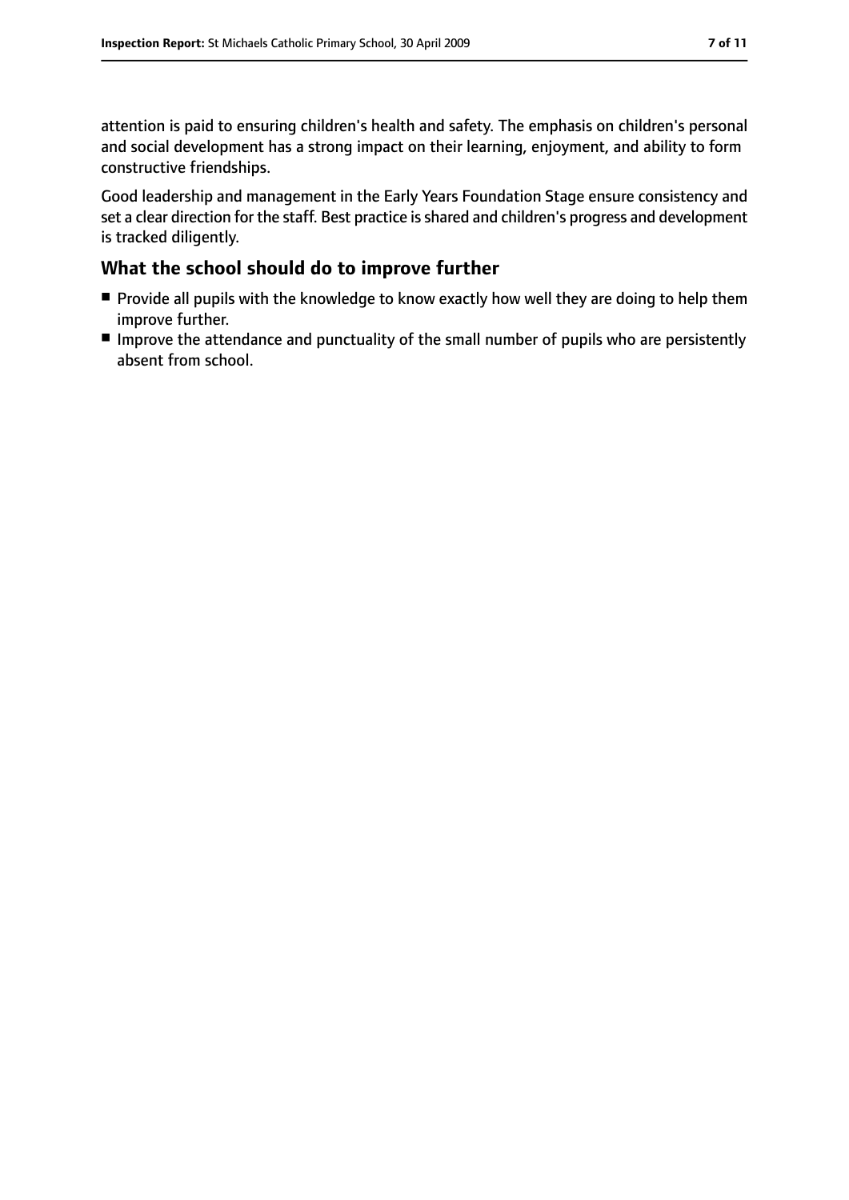attention is paid to ensuring children's health and safety. The emphasis on children's personal and social development has a strong impact on their learning, enjoyment, and ability to form constructive friendships.

Good leadership and management in the Early Years Foundation Stage ensure consistency and set a clear direction for the staff. Best practice is shared and children's progress and development is tracked diligently.

## What the school should do to improve further

- Provide all pupils with the knowledge to know exactly how well they are doing to help them improve further.
- Improve the attendance and punctuality of the small number of pupils who are persistently absent from school.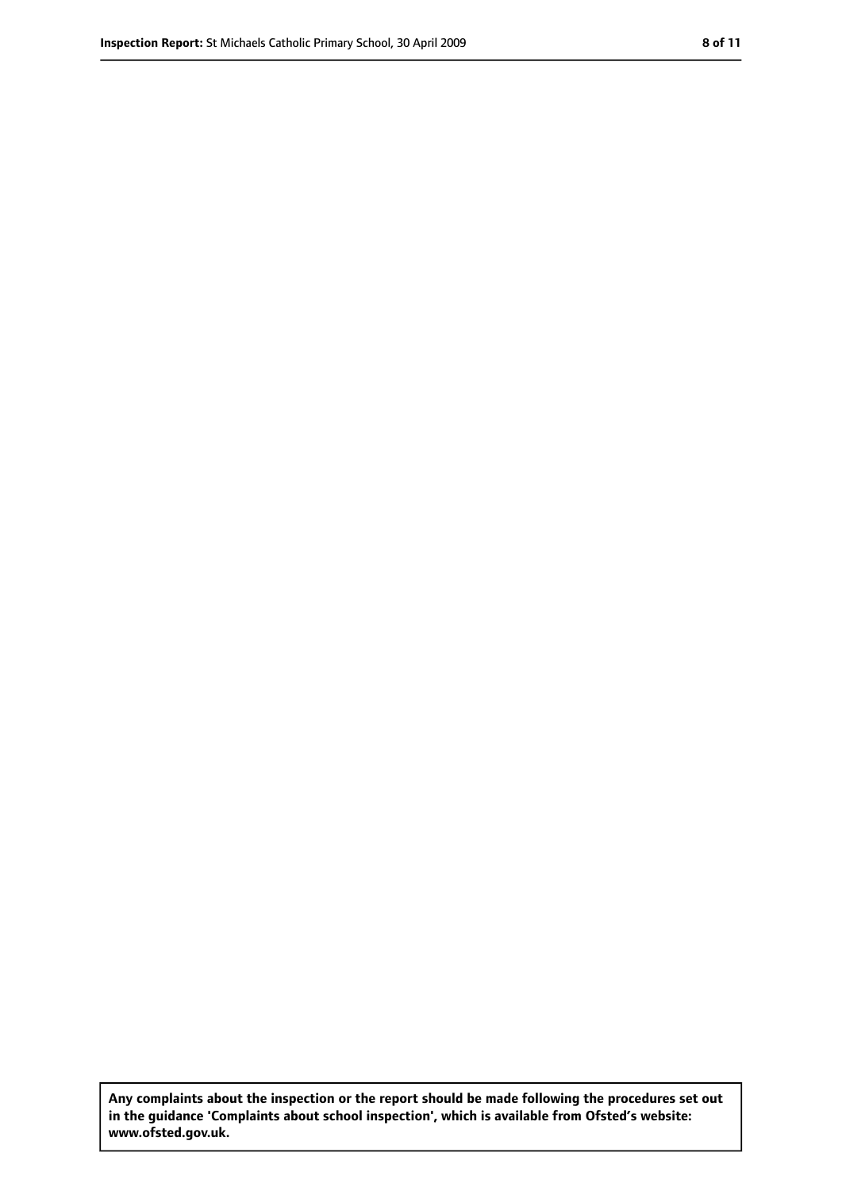**Any complaints about the inspection or the report should be made following the procedures set out in the guidance 'Complaints about school inspection', which is available from Ofsted's website: www.ofsted.gov.uk.**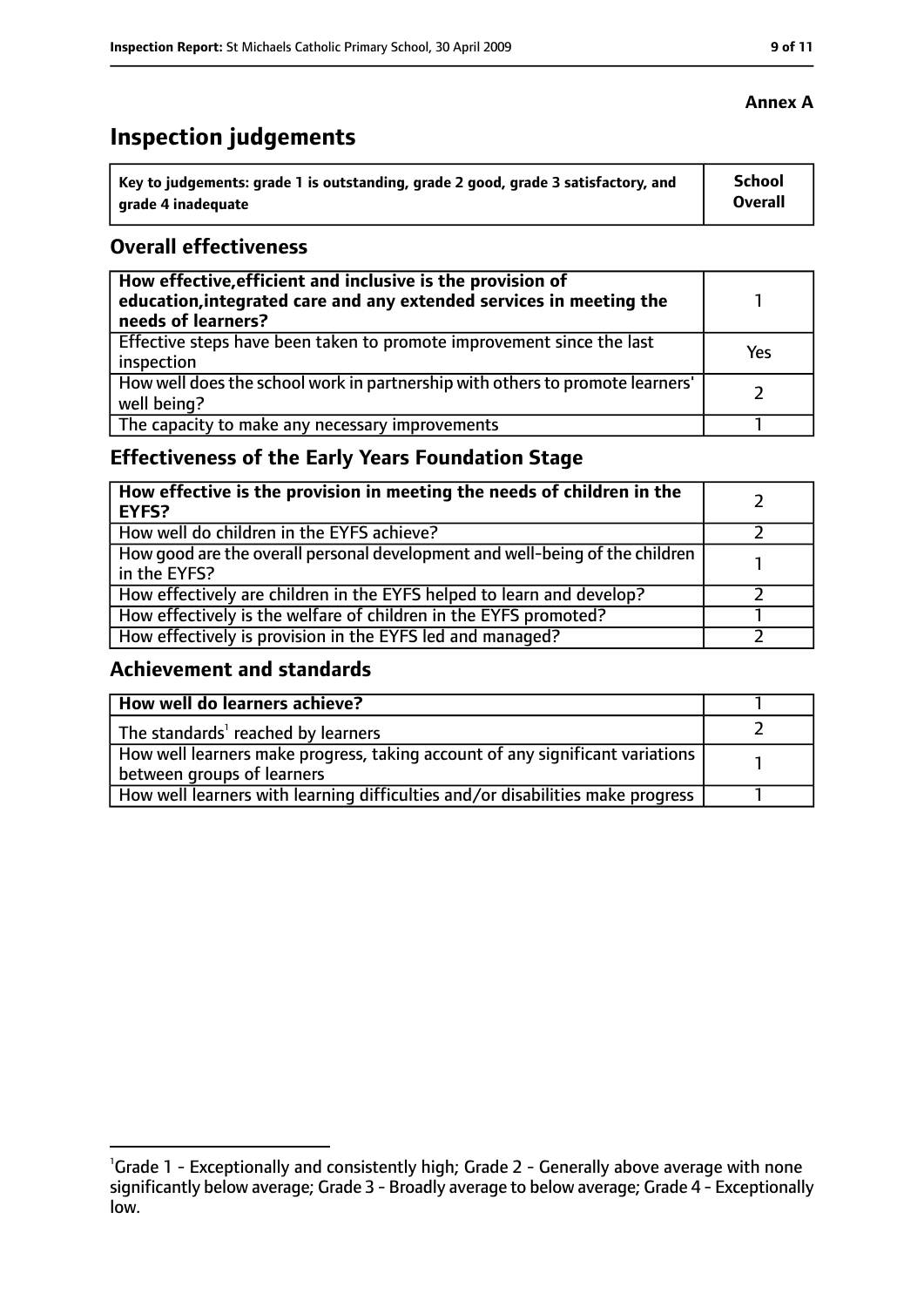**Annex A**

# Inspection judgements

| Key to judgements: grade 1 is outstanding, grade 2 good, grade 3 satisfactory, and grade 4 inadequate | School Overall |
| --- | --- |

## Overall effectiveness

| | |
| --- | --- |
| **How effective, efficient and inclusive is the provision of education, integrated care and any extended services in meeting the needs of learners?** | 1 |
| Effective steps have been taken to promote improvement since the last inspection | Yes |
| How well does the school work in partnership with others to promote learners' well being? | 2 |
| The capacity to make any necessary improvements | 1 |

## Effectiveness of the Early Years Foundation Stage

| | |
| --- | --- |
| **How effective is the provision in meeting the needs of children in the EYFS?** | 2 |
| How well do children in the EYFS achieve? | 2 |
| How good are the overall personal development and well-being of the children in the EYFS? | 1 |
| How effectively are children in the EYFS helped to learn and develop? | 2 |
| How effectively is the welfare of children in the EYFS promoted? | 1 |
| How effectively is provision in the EYFS led and managed? | 2 |

## Achievement and standards

| | |
| --- | --- |
| **How well do learners achieve?** | 1 |
| The standards[1] reached by learners | 2 |
| How well learners make progress, taking account of any significant variations between groups of learners | 1 |
| How well learners with learning difficulties and/or disabilities make progress | 1 |

[1]Grade 1 - Exceptionally and consistently high; Grade 2 - Generally above average with none significantly below average; Grade 3 - Broadly average to below average; Grade 4 - Exceptionally low.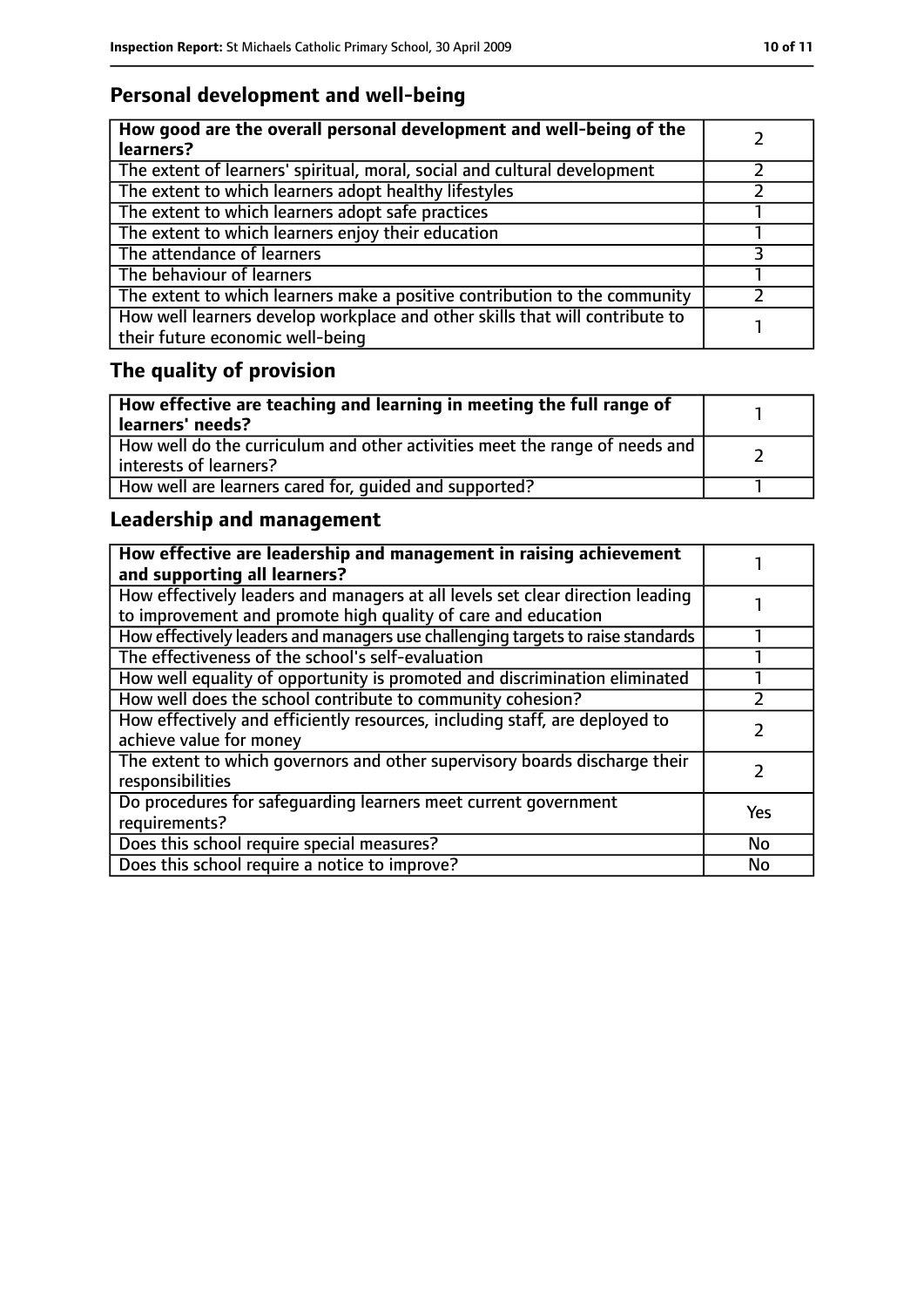## Personal development and well-being

| How good are the overall personal development and well-being of the learners? | 2 |
|---|---|
| The extent of learners' spiritual, moral, social and cultural development | 2 |
| The extent to which learners adopt healthy lifestyles | 2 |
| The extent to which learners adopt safe practices | 1 |
| The extent to which learners enjoy their education | 1 |
| The attendance of learners | 3 |
| The behaviour of learners | 1 |
| The extent to which learners make a positive contribution to the community | 2 |
| How well learners develop workplace and other skills that will contribute to their future economic well-being | 1 |

## The quality of provision

| How effective are teaching and learning in meeting the full range of learners' needs? | 1 |
|---|---|
| How well do the curriculum and other activities meet the range of needs and interests of learners? | 2 |
| How well are learners cared for, guided and supported? | 1 |

## Leadership and management

| How effective are leadership and management in raising achievement and supporting all learners? | 1 |
|---|---|
| How effectively leaders and managers at all levels set clear direction leading to improvement and promote high quality of care and education | 1 |
| How effectively leaders and managers use challenging targets to raise standards | 1 |
| The effectiveness of the school's self-evaluation | 1 |
| How well equality of opportunity is promoted and discrimination eliminated | 1 |
| How well does the school contribute to community cohesion? | 2 |
| How effectively and efficiently resources, including staff, are deployed to achieve value for money | 2 |
| The extent to which governors and other supervisory boards discharge their responsibilities | 2 |
| Do procedures for safeguarding learners meet current government requirements? | Yes |
| Does this school require special measures? | No |
| Does this school require a notice to improve? | No |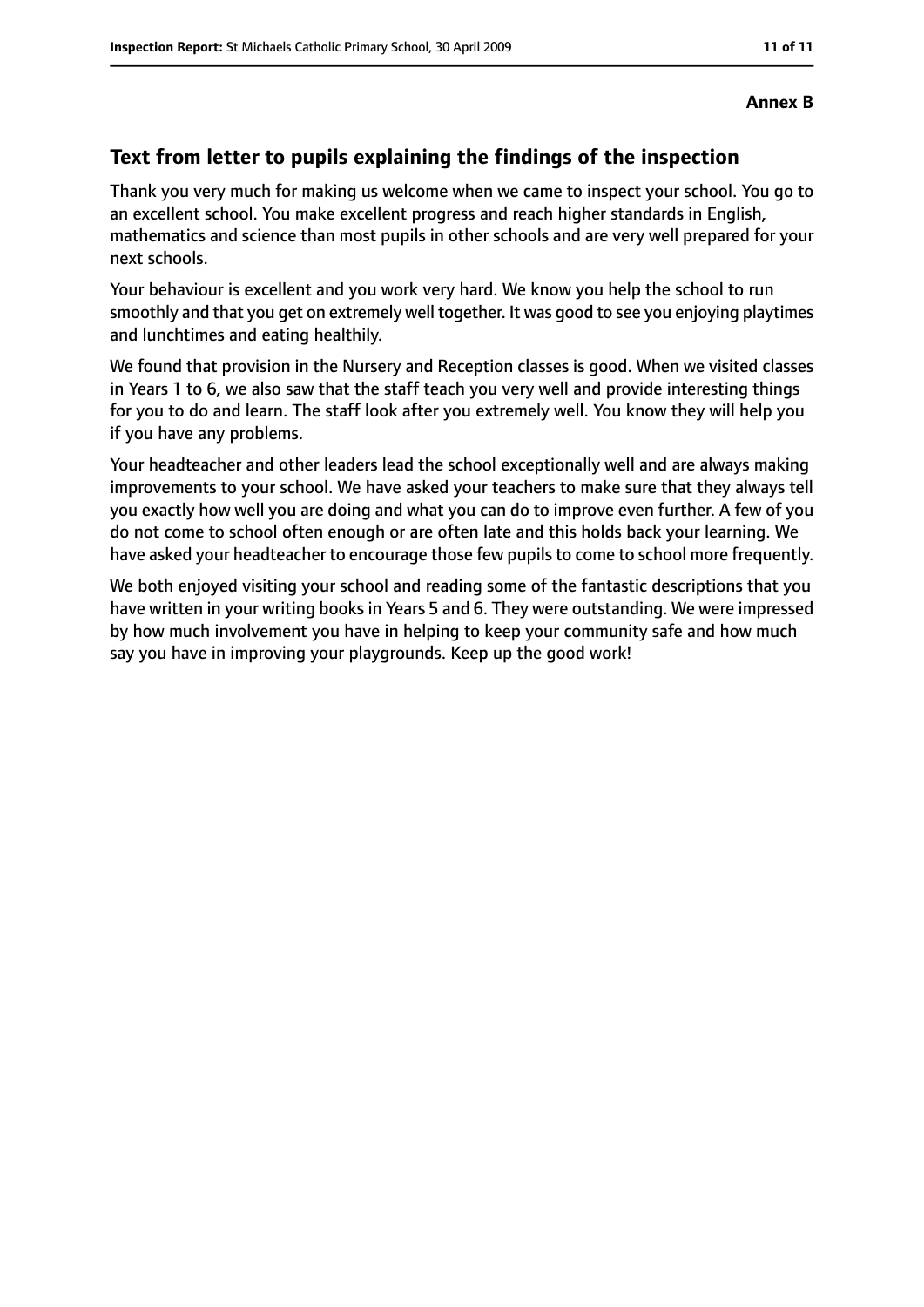**Annex B**

## Text from letter to pupils explaining the findings of the inspection

Thank you very much for making us welcome when we came to inspect your school. You go to an excellent school. You make excellent progress and reach higher standards in English, mathematics and science than most pupils in other schools and are very well prepared for your next schools.

Your behaviour is excellent and you work very hard. We know you help the school to run smoothly and that you get on extremely well together. It was good to see you enjoying playtimes and lunchtimes and eating healthily.

We found that provision in the Nursery and Reception classes is good. When we visited classes in Years 1 to 6, we also saw that the staff teach you very well and provide interesting things for you to do and learn. The staff look after you extremely well. You know they will help you if you have any problems.

Your headteacher and other leaders lead the school exceptionally well and are always making improvements to your school. We have asked your teachers to make sure that they always tell you exactly how well you are doing and what you can do to improve even further. A few of you do not come to school often enough or are often late and this holds back your learning. We have asked your headteacher to encourage those few pupils to come to school more frequently.

We both enjoyed visiting your school and reading some of the fantastic descriptions that you have written in your writing books in Years 5 and 6. They were outstanding. We were impressed by how much involvement you have in helping to keep your community safe and how much say you have in improving your playgrounds. Keep up the good work!